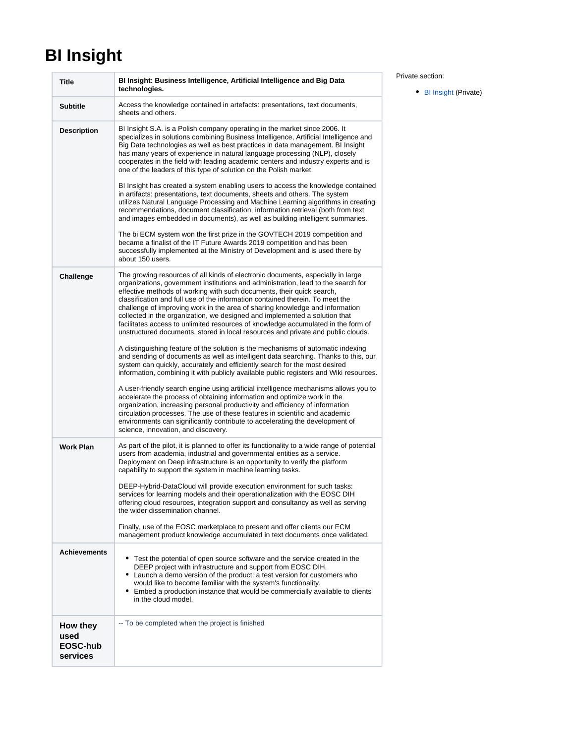# BI Insight

| | |
|---|---|
| **Title** | **BI Insight: Business Intelligence, Artificial Intelligence and Big Data technologies.** |
| **Subtitle** | Access the knowledge contained in artefacts: presentations, text documents, sheets and others. |
| **Description** | BI Insight S.A. is a Polish company operating in the market since 2006. It specializes in solutions combining Business Intelligence, Artificial Intelligence and Big Data technologies as well as best practices in data management. BI Insight has many years of experience in natural language processing (NLP), closely cooperates in the field with leading academic centers and industry experts and is one of the leaders of this type of solution on the Polish market.<br><br>BI Insight has created a system enabling users to access the knowledge contained in artifacts: presentations, text documents, sheets and others. The system utilizes Natural Language Processing and Machine Learning algorithms in creating recommendations, document classification, information retrieval (both from text and images embedded in documents), as well as building intelligent summaries.<br><br>The bi ECM system won the first prize in the GOVTECH 2019 competition and became a finalist of the IT Future Awards 2019 competition and has been successfully implemented at the Ministry of Development and is used there by about 150 users. |
| **Challenge** | The growing resources of all kinds of electronic documents, especially in large organizations, government institutions and administration, lead to the search for effective methods of working with such documents, their quick search, classification and full use of the information contained therein. To meet the challenge of improving work in the area of sharing knowledge and information collected in the organization, we designed and implemented a solution that facilitates access to unlimited resources of knowledge accumulated in the form of unstructured documents, stored in local resources and private and public clouds.<br><br>A distinguishing feature of the solution is the mechanisms of automatic indexing and sending of documents as well as intelligent data searching. Thanks to this, our system can quickly, accurately and efficiently search for the most desired information, combining it with publicly available public registers and Wiki resources.<br><br>A user-friendly search engine using artificial intelligence mechanisms allows you to accelerate the process of obtaining information and optimize work in the organization, increasing personal productivity and efficiency of information circulation processes. The use of these features in scientific and academic environments can significantly contribute to accelerating the development of science, innovation, and discovery. |
| **Work Plan** | As part of the pilot, it is planned to offer its functionality to a wide range of potential users from academia, industrial and governmental entities as a service. Deployment on Deep infrastructure is an opportunity to verify the platform capability to support the system in machine learning tasks.<br><br>DEEP-Hybrid-DataCloud will provide execution environment for such tasks: services for learning models and their operationalization with the EOSC DIH offering cloud resources, integration support and consultancy as well as serving the wider dissemination channel.<br><br>Finally, use of the EOSC marketplace to present and offer clients our ECM management product knowledge accumulated in text documents once validated. |
| **Achievements** | • Test the potential of open source software and the service created in the DEEP project with infrastructure and support from EOSC DIH.<br>• Launch a demo version of the product: a test version for customers who would like to become familiar with the system's functionality.<br>• Embed a production instance that would be commercially available to clients in the cloud model. |
| **How they used EOSC-hub services** | -- To be completed when the project is finished |

Private section:

- BI Insight (Private)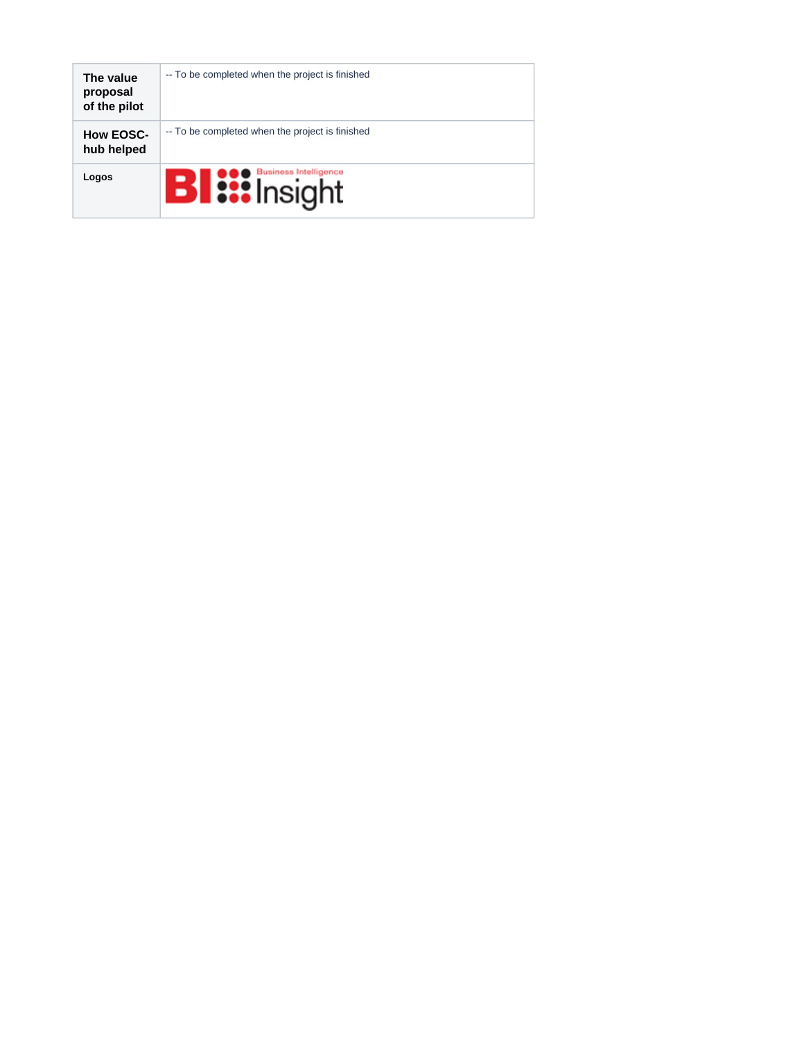| | |
|---|---|
| **The value proposal of the pilot** | -- To be completed when the project is finished |
| **How EOSC-hub helped** | -- To be completed when the project is finished |
| **Logos** | BI Business Intelligence Insight |